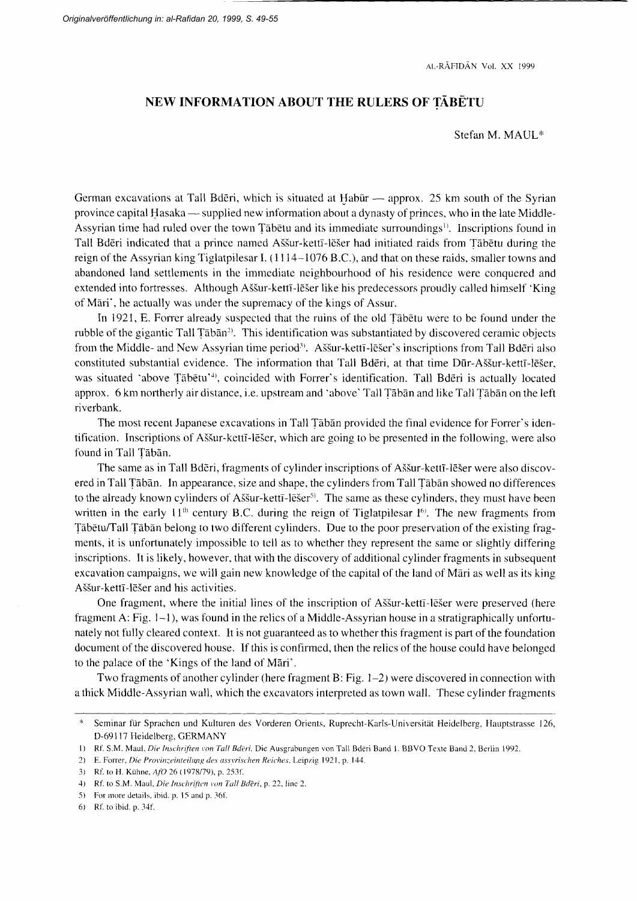# NEW INFORMATION ABOUT THE RULERS OF ṬĀBĒTU

Stefan M. MAUL*

German excavations at Tall Bdēri, which is situated at Ḫabūr — approx. 25 km south of the Syrian province capital Ḥasaka — supplied new information about a dynasty of princes, who in the late Middle-Assyrian time had ruled over the town Ṭābētu and its immediate surroundings[1]. Inscriptions found in Tall Bdēri indicated that a prince named Aššur-kettī-lēšer had initiated raids from Ṭābētu during the reign of the Assyrian king Tiglatpilesar I. (1114–1076 B.C.), and that on these raids, smaller towns and abandoned land settlements in the immediate neighbourhood of his residence were conquered and extended into fortresses. Although Aššur-kettī-lēšer like his predecessors proudly called himself 'King of Māri', he actually was under the supremacy of the kings of Assur.

In 1921, E. Forrer already suspected that the ruins of the old Ṭābētu were to be found under the rubble of the gigantic Tall Ṭābān[2]. This identification was substantiated by discovered ceramic objects from the Middle- and New Assyrian time period[3]. Aššur-kettī-lēšer's inscriptions from Tall Bdēri also constituted substantial evidence. The information that Tall Bdēri, at that time Dūr-Aššur-kettī-lēšer, was situated 'above Ṭābētu'[4], coincided with Forrer's identification. Tall Bdēri is actually located approx. 6 km northerly air distance, i.e. upstream and 'above' Tall Ṭābān and like Tall Ṭābān on the left riverbank.

The most recent Japanese excavations in Tall Ṭābān provided the final evidence for Forrer's identification. Inscriptions of Aššur-kettī-lēšer, which are going to be presented in the following, were also found in Tall Ṭābān.

The same as in Tall Bdēri, fragments of cylinder inscriptions of Aššur-kettī-lēšer were also discovered in Tall Ṭābān. In appearance, size and shape, the cylinders from Tall Ṭābān showed no differences to the already known cylinders of Aššur-kettī-lēšer[5]. The same as these cylinders, they must have been written in the early 11th century B.C. during the reign of Tiglatpilesar I[6]. The new fragments from Ṭābētu/Tall Ṭābān belong to two different cylinders. Due to the poor preservation of the existing fragments, it is unfortunately impossible to tell as to whether they represent the same or slightly differing inscriptions. It is likely, however, that with the discovery of additional cylinder fragments in subsequent excavation campaigns, we will gain new knowledge of the capital of the land of Māri as well as its king Aššur-kettī-lēšer and his activities.

One fragment, where the initial lines of the inscription of Aššur-kettī-lēšer were preserved (here fragment A: Fig. 1–1), was found in the relics of a Middle-Assyrian house in a stratigraphically unfortunately not fully cleared context. It is not guaranteed as to whether this fragment is part of the foundation document of the discovered house. If this is confirmed, then the relics of the house could have belonged to the palace of the 'Kings of the land of Māri'.

Two fragments of another cylinder (here fragment B: Fig. 1–2) were discovered in connection with a thick Middle-Assyrian wall, which the excavators interpreted as town wall. These cylinder fragments

---

\* Seminar für Sprachen und Kulturen des Vorderen Orients, Ruprecht-Karls-Universität Heidelberg, Hauptstrasse 126, D-69117 Heidelberg, GERMANY

1) Rf. S.M. Maul, *Die Inschriften von Tall Bdēri*. Die Ausgrabungen von Tall Bdēri Band 1. BBVO Texte Band 2, Berlin 1992.

2) E. Forrer, *Die Provinzeinteilung des assyrischen Reiches*. Leipzig 1921, p. 144.

3) Rf. to H. Kühne, *AfO* 26 (1978/79), p. 253f.

4) Rf. to S.M. Maul, *Die Inschriften von Tall Bdēri*, p. 22, line 2.

5) For more details, ibid. p. 15 and p. 36f.

6) Rf. to ibid. p. 34f.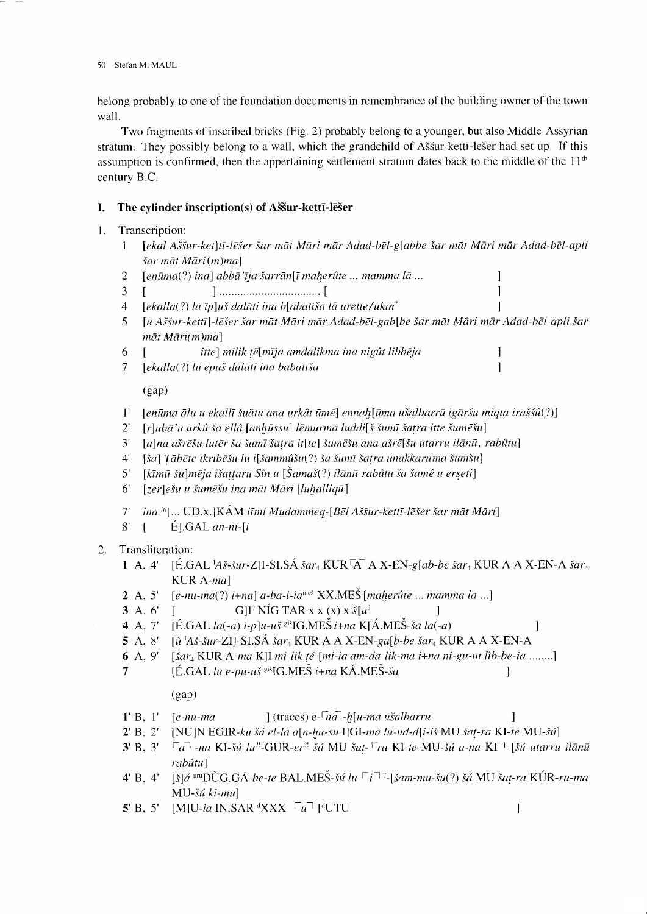belong probably to one of the foundation documents in remembrance of the building owner of the town wall.

Two fragments of inscribed bricks (Fig. 2) probably belong to a younger, but also Middle-Assyrian stratum. They possibly belong to a wall, which the grandchild of Aššur-kettī-lēšer had set up. If this assumption is confirmed, then the appertaining settlement stratum dates back to the middle of the 11th century B.C.

## I. The cylinder inscription(s) of Aššur-kettī-lēšer

1. Transcription:

1 *[ekal Aššur-ket]tī-lēšer šar māt Māri mār Adad-bēl-g[abbe šar māt Māri mār Adad-bēl-apli šar māt Māri(m)ma]*

2 *[enūma(?) ina] abbā'īja šarrān[ī maḫerûte ... mamma lā ...* ]

3 [ ] .................................. [ ]

4 *[ekalla(?) lā īp]uš dalāti ina b[ābātīša lā urette/ukīn*' ]

5 *[u Aššur-kettī]-lēšer šar māt Māri mār Adad-bēl-gab[be šar māt Māri mār Adad-bēl-apli šar māt Māri(m)ma]*

6 [ *itte] milik ṭē[mīja amdalikma ina nigût libbēja* ]

7 *[ekalla(?) lū ēpuš dālāti ina bābātīša* ]

(gap)

1' *[enūma ālu u ekallī šuātu ana urkât ūmē] ennaḫ[ūma ušalbarrū igāršu miqta iraššû(?)]*

2' *[r]ubā'u urkû ša ellâ [anḫūssu] lēmurma luddi[š šumī šaṭra itte šumēšu]*

3' *[a]na ašrēšu lutēr ša šumī šaṭra it[te] šumēšu ana ašrē[šu utarru ilānū, rabûtu]*

4' *[ša] Ṭābēte ikribēšu lu i[šammûšu(?) ša šumī šaṭra unakkarūma šumšu]*

5' *[kīmū šu]mēja išaṭṭaru Sîn u [Šamaš(?) ilānū rabûtu ša šamê u erṣeti]*

6' *[zēr]ēšu u šumēšu ina māt Māri [luḫalliqū]*

7' *ina* [iti][... UD.x.]KÁM *līmi Mudammeq-[Bēl Aššur-kettī-lēšer šar māt Māri]*

8' [ É].GAL *an-ni-[i*

2. Transliteration:

**1** A, 4' [É.GAL [I]*Aš-šur-Z*]I-SI.SÁ *šar*$_4$ KUR ⌜A⌝ A X-EN-*g[ab-be šar*$_4$ KUR A A X-EN-A *šar*$_4$ KUR A-*ma*]

**2** A, 5' [*e-nu-ma(?) i+na*] *a-ba-i-ia*[meš] XX.MEŠ [*maḫerûte ... mamma lā* ...]

**3** A, 6' [ G]I' NÍG TAR x x (x) x *š[u*' ]

**4** A, 7' [É.GAL *la(-a) i-p]u-uš* [giš]IG.MEŠ *i+na* K[Á.MEŠ-*ša la(-a)* ]

**5** A, 8' [*ù* [I]*Aš-šur-Z*I]-SI.SÁ *šar*$_4$ KUR A A X-EN-*ga[b-be šar*$_4$ KUR A A X-EN-A

**6** A, 9' [*šar*$_4$ KUR A-*ma* K]I *mi-lik ṭé-[mi-ia am-da-lik-ma i+na ni-gu-ut lib-be-ia* ........]

**7** [É.GAL *lu e-pu-uš* [giš]IG.MEŠ *i+na* KÁ.MEŠ-*ša* ]

(gap)

**1'** B, 1' [*e-nu-ma* ] (traces) e-⌜*na*⌝-*ḫ[u-ma ušalbarru* ]

**2'** B, 2' [NU]N EGIR-*ku šá el-la a[n-ḫu-su* 1]GI-*ma lu-ud-d[i-iš* MU *šaṭ-ra* KI-*te* MU-*šú*]

**3'** B, 3' ⌜*a*⌝-*na* KI-*šú lu*[ú]-GUR-*er*[ú] *šá* MU *šaṭ*-⌜*ra* KI-*te* MU-*šú a-na* KI⌝-[*šú utarru ilānū rabûtu*]

**4'** B, 4' [*š*]*á* [uru]DÙG.GA-*be-te* BAL.MEŠ-*šú lu* ⌜*i*⌝?-[*šam-mu-šu(?) šá* MU *šaṭ-ra* KÚR-*ru-ma* MU-*šú ki-mu*]

**5'** B, 5' [M]U-*ia* IN.SAR [d]XXX ⌜*u*⌝ [[d]UTU ]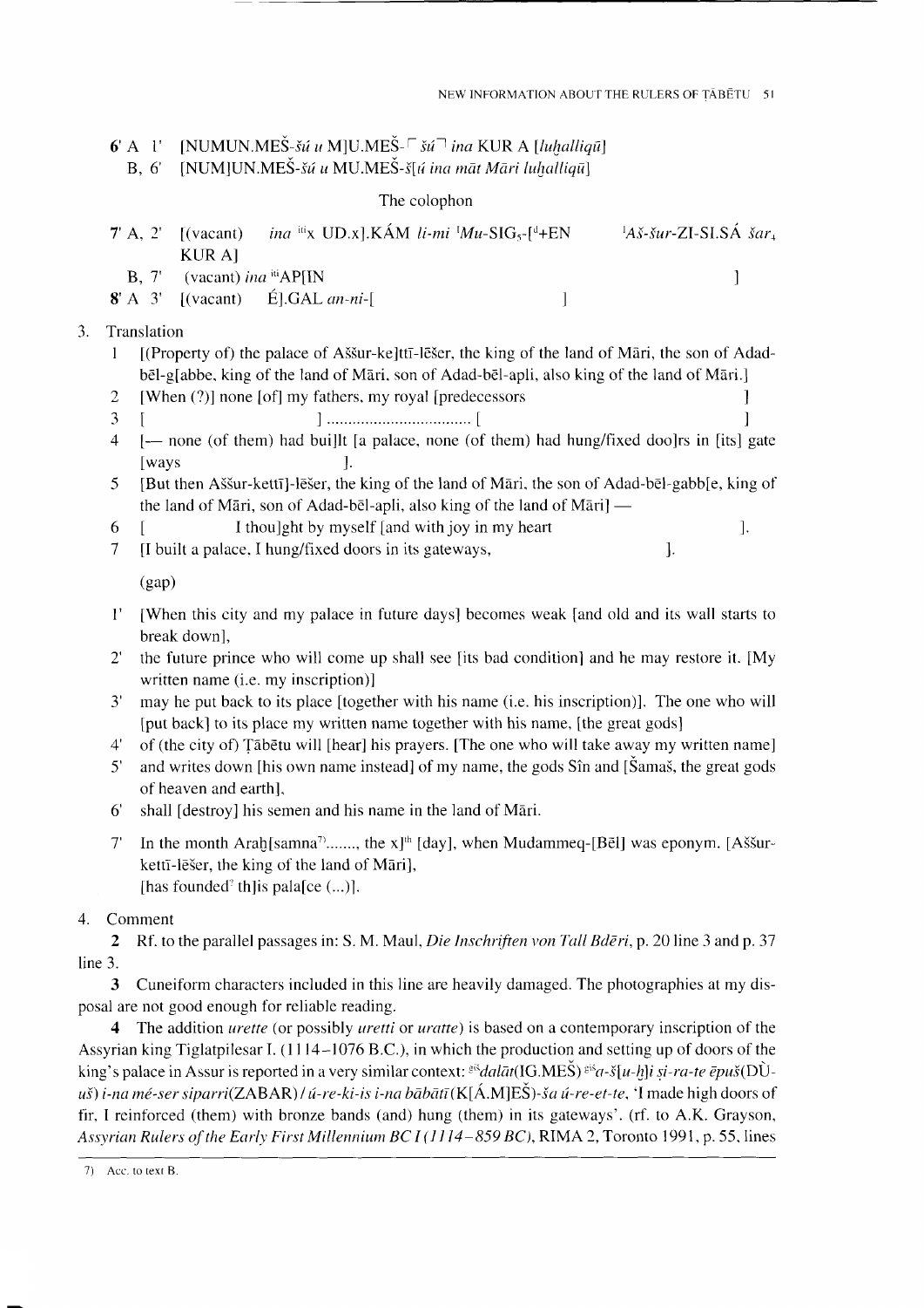6' A 1' [NUMUN.MEŠ-*šú u* M]U.MEŠ-⌜*šú*⌝ *ina* KUR A [*luḫalliqū*]

B, 6' [NUM]UN.MEŠ-*šú u* MU.MEŠ-*š*[*ú ina māt Māri luḫalliqū*]

The colophon

7' A, 2' [(vacant) *ina* [iti]x UD.x].KÁM *li-mi* [I]*Mu*-SIG₅-[[d]+EN [I]*Aš-šur*-ZI-SI.SÁ *šar₄* KUR A]

B, 7' (vacant) *ina* [iti]AP[IN ]

8' A 3' [(vacant) É].GAL *an-ni*-[ ]

3. Translation

1 [(Property of) the palace of Aššur-ke]ttī-lēšer, the king of the land of Māri, the son of Adad-bēl-g[abbe, king of the land of Māri, son of Adad-bēl-apli, also king of the land of Māri.]

2 [When (?)] none [of] my fathers, my royal [predecessors ]

3 [ ] ................................. [ ]

4 [— none (of them) had bui]lt [a palace, none (of them) had hung/fixed doo]rs in [its] gate [ways ].

5 [But then Aššur-kettī]-lēšer, the king of the land of Māri, the son of Adad-bēl-gabb[e, king of the land of Māri, son of Adad-bēl-apli, also king of the land of Māri] —

6 [ I thou]ght by myself [and with joy in my heart ].

7 [I built a palace, I hung/fixed doors in its gateways, ].

(gap)

1' [When this city and my palace in future days] becomes weak [and old and its wall starts to break down],

2' the future prince who will come up shall see [its bad condition] and he may restore it. [My written name (i.e. my inscription)]

3' may he put back to its place [together with his name (i.e. his inscription)]. The one who will [put back] to its place my written name together with his name, [the great gods]

4' of (the city of) Ṭābētu will [hear] his prayers. [The one who will take away my written name]

5' and writes down [his own name instead] of my name, the gods Sîn and [Šamaš, the great gods of heaven and earth],

6' shall [destroy] his semen and his name in the land of Māri.

7' In the month Araḫ[samna[7)]......., the x][th] [day], when Mudammeq-[Bēl] was eponym. [Aššur-kettī-lēšer, the king of the land of Māri], [has founded? th]is pala[ce (...)].

4. Comment

**2** Rf. to the parallel passages in: S. M. Maul, *Die Inschriften von Tall Bdēri*, p. 20 line 3 and p. 37 line 3.

**3** Cuneiform characters included in this line are heavily damaged. The photographies at my disposal are not good enough for reliable reading.

**4** The addition *urette* (or possibly *uretti* or *uratte*) is based on a contemporary inscription of the Assyrian king Tiglatpilesar I. (1114–1076 B.C.), in which the production and setting up of doors of the king's palace in Assur is reported in a very similar context: [giš]*dalāt*(IG.MEŠ) [giš]*a-š*[*u-ḫ*]*i ṣi-ra-te ēpuš*(DÙ-*uš*) *i-na mé-ser siparri*(ZABAR) / *ú-re-ki-is i-na bābātī*(K[Á.M]EŠ)-*ša ú-re-et-te*, 'I made high doors of fir, I reinforced (them) with bronze bands (and) hung (them) in its gateways'. (rf. to A.K. Grayson, *Assyrian Rulers of the Early First Millennium BC I (1114–859 BC)*, RIMA 2, Toronto 1991, p. 55, lines

7) Acc. to text B.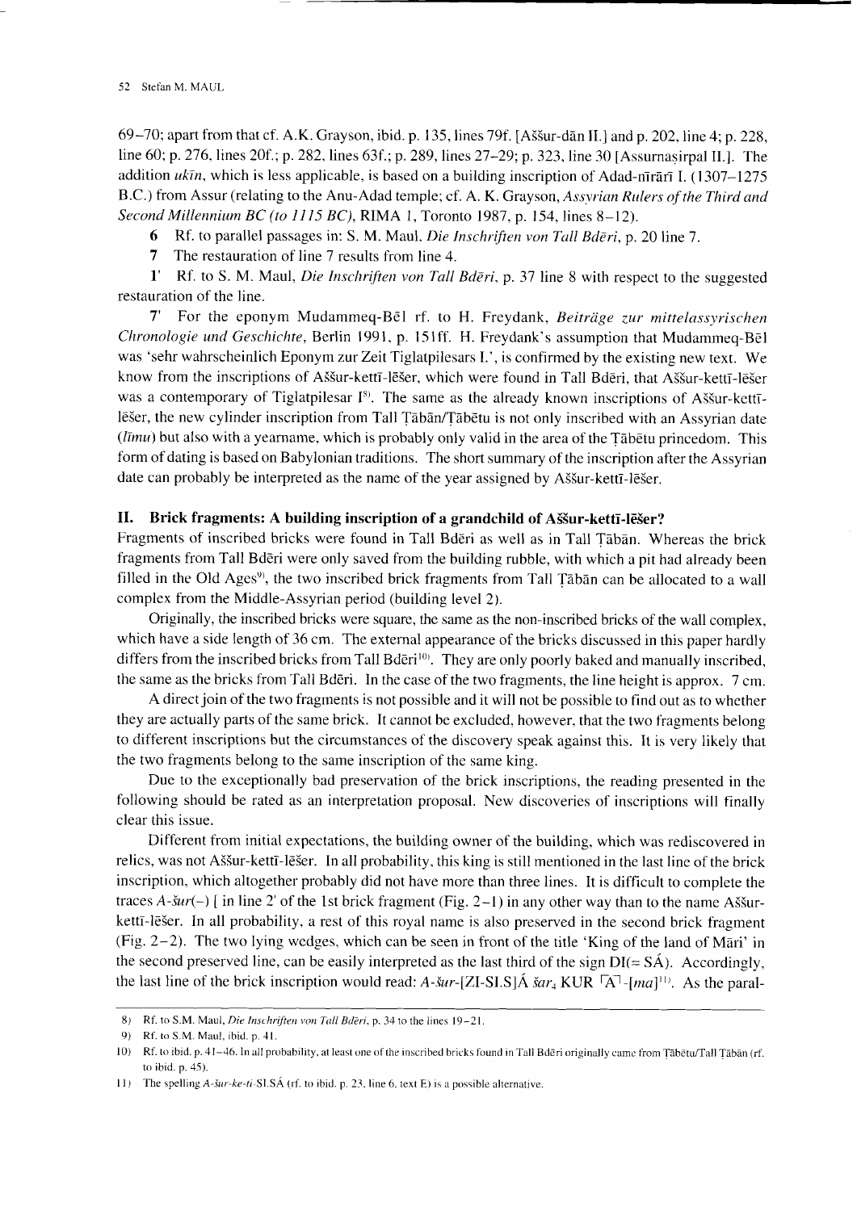69–70; apart from that cf. A.K. Grayson, ibid. p. 135, lines 79f. [Aššur-dān II.] and p. 202, line 4; p. 228, line 60; p. 276, lines 20f.; p. 282, lines 63f.; p. 289, lines 27–29; p. 323, line 30 [Assurnaṣirpal II.]. The addition *ukīn*, which is less applicable, is based on a building inscription of Adad-nīrārī I. (1307–1275 B.C.) from Assur (relating to the Anu-Adad temple; cf. A. K. Grayson, *Assyrian Rulers of the Third and Second Millennium BC (to 1115 BC)*, RIMA 1, Toronto 1987, p. 154, lines 8–12).

**6** Rf. to parallel passages in: S. M. Maul, *Die Inschriften von Tall Bdēri*, p. 20 line 7.

**7** The restauration of line 7 results from line 4.

**1'** Rf. to S. M. Maul, *Die Inschriften von Tall Bdēri*, p. 37 line 8 with respect to the suggested restauration of the line.

**7'** For the eponym Mudammeq-Bēl rf. to H. Freydank, *Beiträge zur mittelassyrischen Chronologie und Geschichte*, Berlin 1991, p. 151ff. H. Freydank's assumption that Mudammeq-Bēl was 'sehr wahrscheinlich Eponym zur Zeit Tiglatpilesars I.', is confirmed by the existing new text. We know from the inscriptions of Aššur-kettī-lēšer, which were found in Tall Bdēri, that Aššur-kettī-lēšer was a contemporary of Tiglatpilesar I[8]. The same as the already known inscriptions of Aššur-kettī-lēšer, the new cylinder inscription from Tall Ṭābān/Ṭābētu is not only inscribed with an Assyrian date (*līmu*) but also with a yearname, which is probably only valid in the area of the Ṭābētu princedom. This form of dating is based on Babylonian traditions. The short summary of the inscription after the Assyrian date can probably be interpreted as the name of the year assigned by Aššur-kettī-lēšer.

## II. Brick fragments: A building inscription of a grandchild of Aššur-kettī-lēšer?

Fragments of inscribed bricks were found in Tall Bdēri as well as in Tall Ṭābān. Whereas the brick fragments from Tall Bdēri were only saved from the building rubble, with which a pit had already been filled in the Old Ages[9], the two inscribed brick fragments from Tall Ṭābān can be allocated to a wall complex from the Middle-Assyrian period (building level 2).

Originally, the inscribed bricks were square, the same as the non-inscribed bricks of the wall complex, which have a side length of 36 cm. The external appearance of the bricks discussed in this paper hardly differs from the inscribed bricks from Tall Bdēri[10]. They are only poorly baked and manually inscribed, the same as the bricks from Tall Bdēri. In the case of the two fragments, the line height is approx. 7 cm.

A direct join of the two fragments is not possible and it will not be possible to find out as to whether they are actually parts of the same brick. It cannot be excluded, however, that the two fragments belong to different inscriptions but the circumstances of the discovery speak against this. It is very likely that the two fragments belong to the same inscription of the same king.

Due to the exceptionally bad preservation of the brick inscriptions, the reading presented in the following should be rated as an interpretation proposal. New discoveries of inscriptions will finally clear this issue.

Different from initial expectations, the building owner of the building, which was rediscovered in relics, was not Aššur-kettī-lēšer. In all probability, this king is still mentioned in the last line of the brick inscription, which altogether probably did not have more than three lines. It is difficult to complete the traces *A-šur*(–) [ in line 2' of the 1st brick fragment (Fig. 2–1) in any other way than to the name Aššur-kettī-lēšer. In all probability, a rest of this royal name is also preserved in the second brick fragment (Fig. 2–2). The two lying wedges, which can be seen in front of the title 'King of the land of Māri' in the second preserved line, can be easily interpreted as the last third of the sign DI(= SÁ). Accordingly, the last line of the brick inscription would read: *A-šur*-[ZI-SI.S]Á *šar*$_4$ KUR ⌜A⌝-[*ma*][11]. As the paral-

---

8) Rf. to S.M. Maul, *Die Inschriften von Tall Bdēri*, p. 34 to the lines 19–21.

9) Rf. to S.M. Maul, ibid. p. 41.

10) Rf. to ibid. p. 41–46. In all probability, at least one of the inscribed bricks found in Tall Bdēri originally came from Ṭābētu/Tall Ṭābān (rf. to ibid. p. 45).

11) The spelling *A-šur-ke-ti*-SI.SÁ (rf. to ibid. p. 23, line 6, text E) is a possible alternative.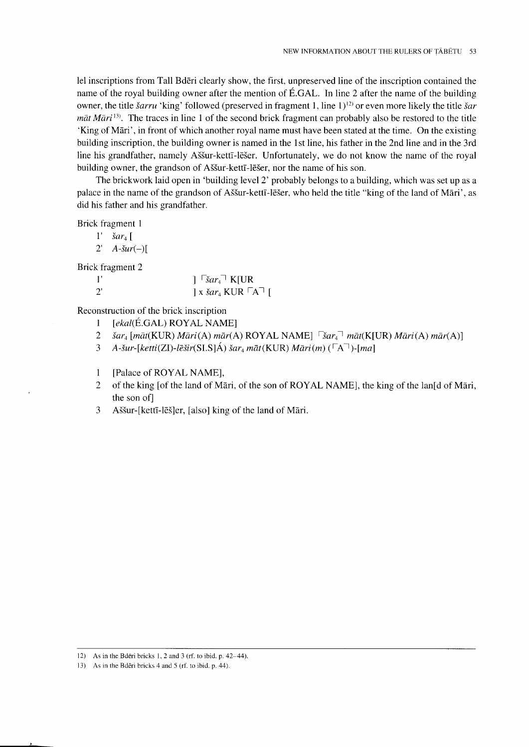lel inscriptions from Tall Bdēri clearly show, the first, unpreserved line of the inscription contained the name of the royal building owner after the mention of É.GAL. In line 2 after the name of the building owner, the title *šarru* 'king' followed (preserved in fragment 1, line 1)[12] or even more likely the title *šar māt Māri*[13]. The traces in line 1 of the second brick fragment can probably also be restored to the title 'King of Māri', in front of which another royal name must have been stated at the time. On the existing building inscription, the building owner is named in the 1st line, his father in the 2nd line and in the 3rd line his grandfather, namely Aššur-kettī-lēšer. Unfortunately, we do not know the name of the royal building owner, the grandson of Aššur-kettī-lēšer, nor the name of his son.

The brickwork laid open in 'building level 2' probably belongs to a building, which was set up as a palace in the name of the grandson of Aššur-kettī-lēšer, who held the title "king of the land of Māri', as did his father and his grandfather.

Brick fragment 1

1' *šar*$_4$ [
2' *A-šur*(–)[

Brick fragment 2

1' ] ⌜*šar*$_4$⌝ K[UR
2' ] x *šar*$_4$ KUR ⌜A⌝ [

Reconstruction of the brick inscription

1 [*ekal*(É.GAL) ROYAL NAME]
2 *šar*$_4$ [*māt*(KUR) *Māri*(A) *mār*(A) ROYAL NAME] ⌜*šar*$_4$⌝ *māt*(K[UR) *Māri*(A) *mār*(A)]
3 *A-šur-*[*ketti*(ZI)*-lēšir*(SI.S]Á) *šar*$_4$ *māt*(KUR) *Māri*(*m*) (⌜A⌝)-[*ma*]

1 [Palace of ROYAL NAME],
2 of the king [of the land of Māri, of the son of ROYAL NAME], the king of the lan[d of Māri, the son of]
3 Aššur-[kettī-lēš]er, [also] king of the land of Māri.

12) As in the Bdēri bricks 1, 2 and 3 (rf. to ibid. p. 42–44).

13) As in the Bdēri bricks 4 and 5 (rf. to ibid. p. 44).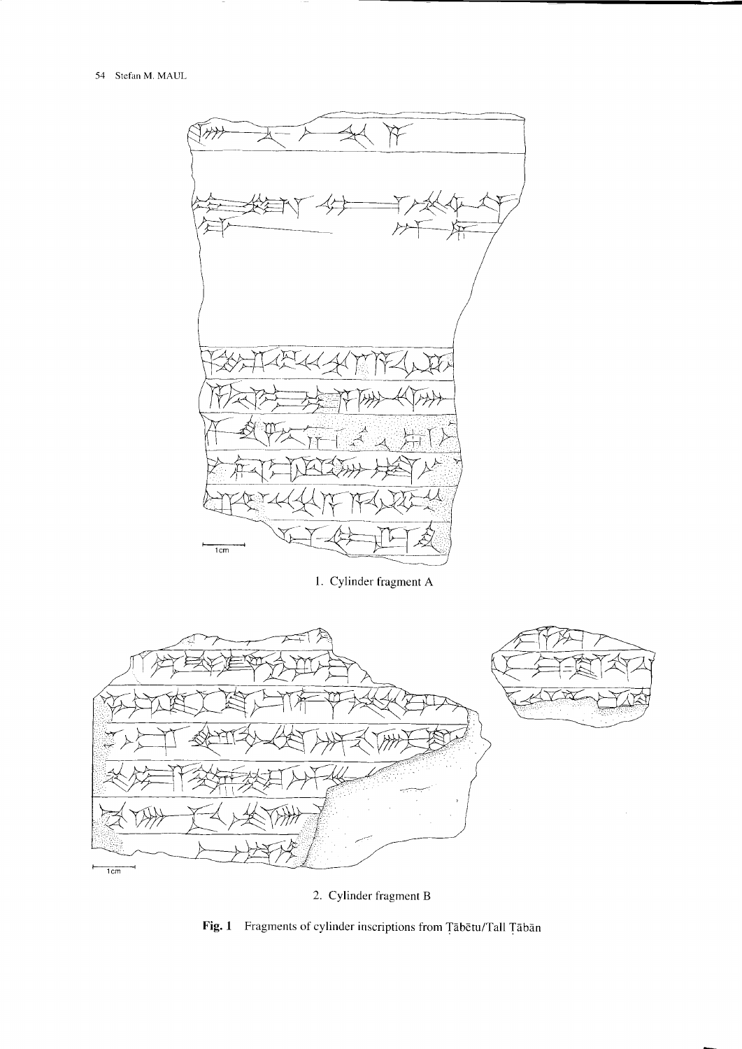1. Cylinder fragment A

2. Cylinder fragment B

**Fig. 1** Fragments of cylinder inscriptions from Ṭābētu/Tall Ṭābān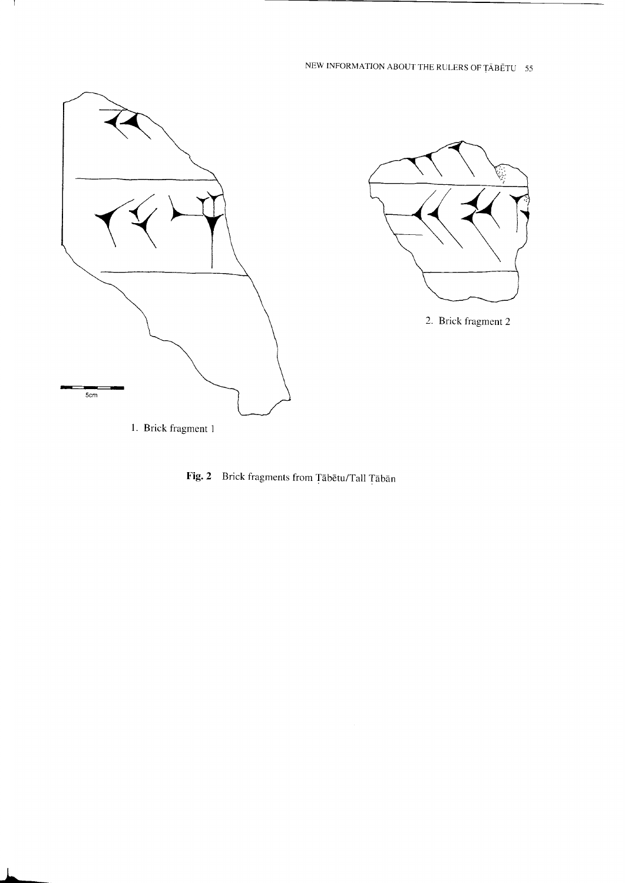5cm

1. Brick fragment 1

2. Brick fragment 2

**Fig. 2** Brick fragments from Ṭābētu/Tall Ṭābān